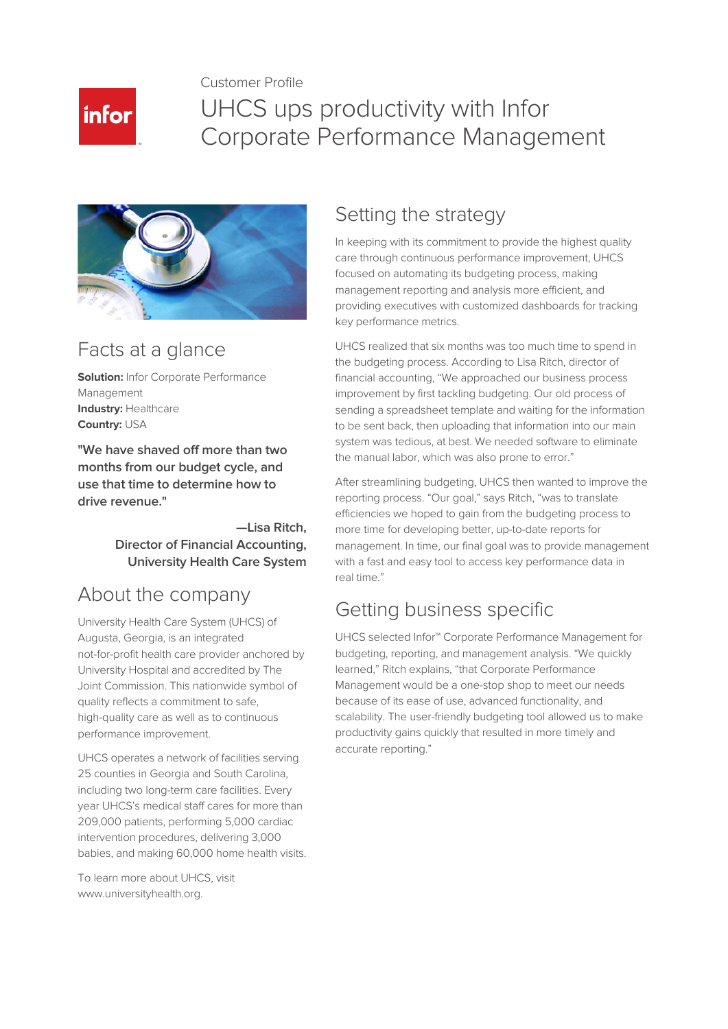Customer Profile

# UHCS ups productivity with Infor Corporate Performance Management

## Facts at a glance

**Solution:** Infor Corporate Performance Management
**Industry:** Healthcare
**Country:** USA

**"We have shaved off more than two months from our budget cycle, and use that time to determine how to drive revenue."**

**—Lisa Ritch, Director of Financial Accounting, University Health Care System**

## About the company

University Health Care System (UHCS) of Augusta, Georgia, is an integrated not-for-profit health care provider anchored by University Hospital and accredited by The Joint Commission. This nationwide symbol of quality reflects a commitment to safe, high-quality care as well as to continuous performance improvement.

UHCS operates a network of facilities serving 25 counties in Georgia and South Carolina, including two long-term care facilities. Every year UHCS's medical staff cares for more than 209,000 patients, performing 5,000 cardiac intervention procedures, delivering 3,000 babies, and making 60,000 home health visits.

To learn more about UHCS, visit www.universityhealth.org.

## Setting the strategy

In keeping with its commitment to provide the highest quality care through continuous performance improvement, UHCS focused on automating its budgeting process, making management reporting and analysis more efficient, and providing executives with customized dashboards for tracking key performance metrics.

UHCS realized that six months was too much time to spend in the budgeting process. According to Lisa Ritch, director of financial accounting, "We approached our business process improvement by first tackling budgeting. Our old process of sending a spreadsheet template and waiting for the information to be sent back, then uploading that information into our main system was tedious, at best. We needed software to eliminate the manual labor, which was also prone to error."

After streamlining budgeting, UHCS then wanted to improve the reporting process. "Our goal," says Ritch, "was to translate efficiencies we hoped to gain from the budgeting process to more time for developing better, up-to-date reports for management. In time, our final goal was to provide management with a fast and easy tool to access key performance data in real time."

## Getting business specific

UHCS selected Infor™ Corporate Performance Management for budgeting, reporting, and management analysis. "We quickly learned," Ritch explains, "that Corporate Performance Management would be a one-stop shop to meet our needs because of its ease of use, advanced functionality, and scalability. The user-friendly budgeting tool allowed us to make productivity gains quickly that resulted in more timely and accurate reporting."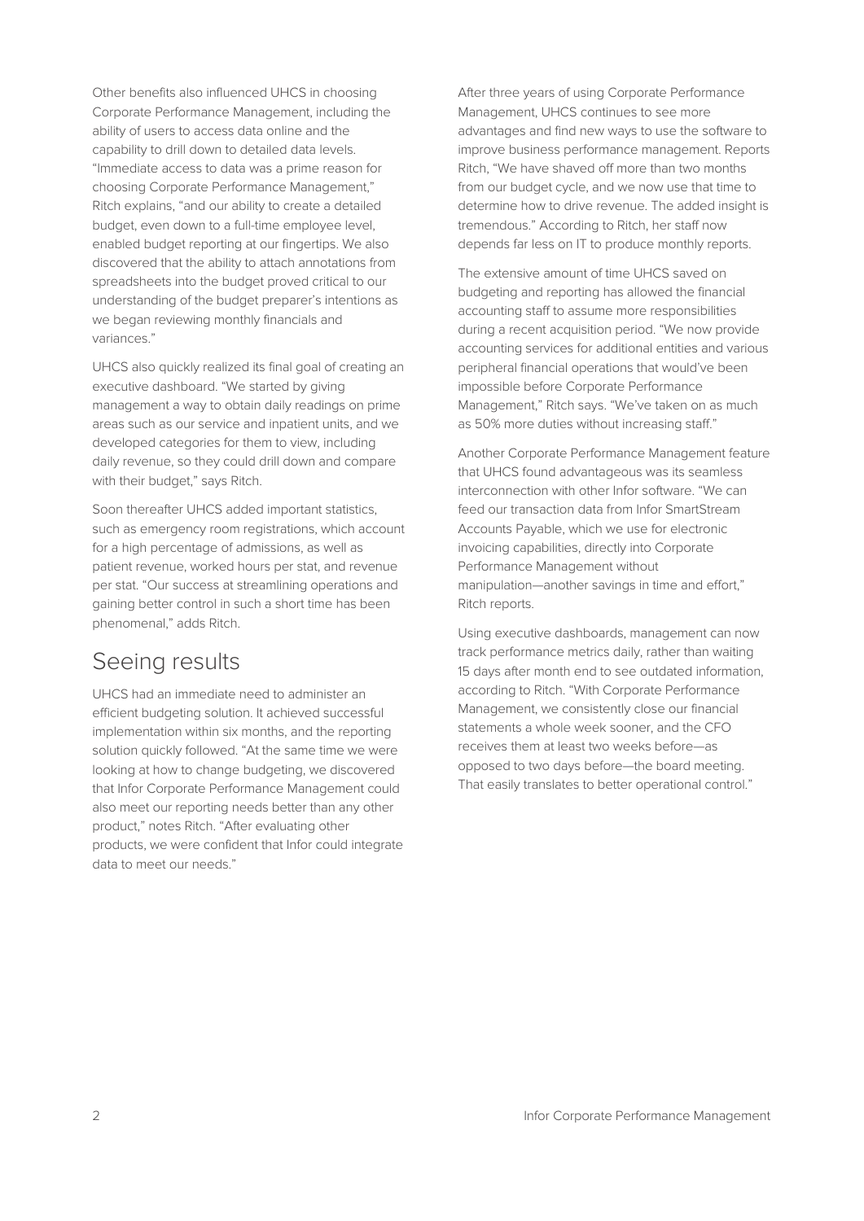Other benefits also influenced UHCS in choosing Corporate Performance Management, including the ability of users to access data online and the capability to drill down to detailed data levels. "Immediate access to data was a prime reason for choosing Corporate Performance Management," Ritch explains, "and our ability to create a detailed budget, even down to a full-time employee level, enabled budget reporting at our fingertips. We also discovered that the ability to attach annotations from spreadsheets into the budget proved critical to our understanding of the budget preparer's intentions as we began reviewing monthly financials and variances."

UHCS also quickly realized its final goal of creating an executive dashboard. "We started by giving management a way to obtain daily readings on prime areas such as our service and inpatient units, and we developed categories for them to view, including daily revenue, so they could drill down and compare with their budget," says Ritch.

Soon thereafter UHCS added important statistics, such as emergency room registrations, which account for a high percentage of admissions, as well as patient revenue, worked hours per stat, and revenue per stat. "Our success at streamlining operations and gaining better control in such a short time has been phenomenal," adds Ritch.

## Seeing results

UHCS had an immediate need to administer an efficient budgeting solution. It achieved successful implementation within six months, and the reporting solution quickly followed. "At the same time we were looking at how to change budgeting, we discovered that Infor Corporate Performance Management could also meet our reporting needs better than any other product," notes Ritch. "After evaluating other products, we were confident that Infor could integrate data to meet our needs."

After three years of using Corporate Performance Management, UHCS continues to see more advantages and find new ways to use the software to improve business performance management. Reports Ritch, "We have shaved off more than two months from our budget cycle, and we now use that time to determine how to drive revenue. The added insight is tremendous." According to Ritch, her staff now depends far less on IT to produce monthly reports.

The extensive amount of time UHCS saved on budgeting and reporting has allowed the financial accounting staff to assume more responsibilities during a recent acquisition period. "We now provide accounting services for additional entities and various peripheral financial operations that would've been impossible before Corporate Performance Management," Ritch says. "We've taken on as much as 50% more duties without increasing staff."

Another Corporate Performance Management feature that UHCS found advantageous was its seamless interconnection with other Infor software. "We can feed our transaction data from Infor SmartStream Accounts Payable, which we use for electronic invoicing capabilities, directly into Corporate Performance Management without manipulation—another savings in time and effort," Ritch reports.

Using executive dashboards, management can now track performance metrics daily, rather than waiting 15 days after month end to see outdated information, according to Ritch. "With Corporate Performance Management, we consistently close our financial statements a whole week sooner, and the CFO receives them at least two weeks before—as opposed to two days before—the board meeting. That easily translates to better operational control."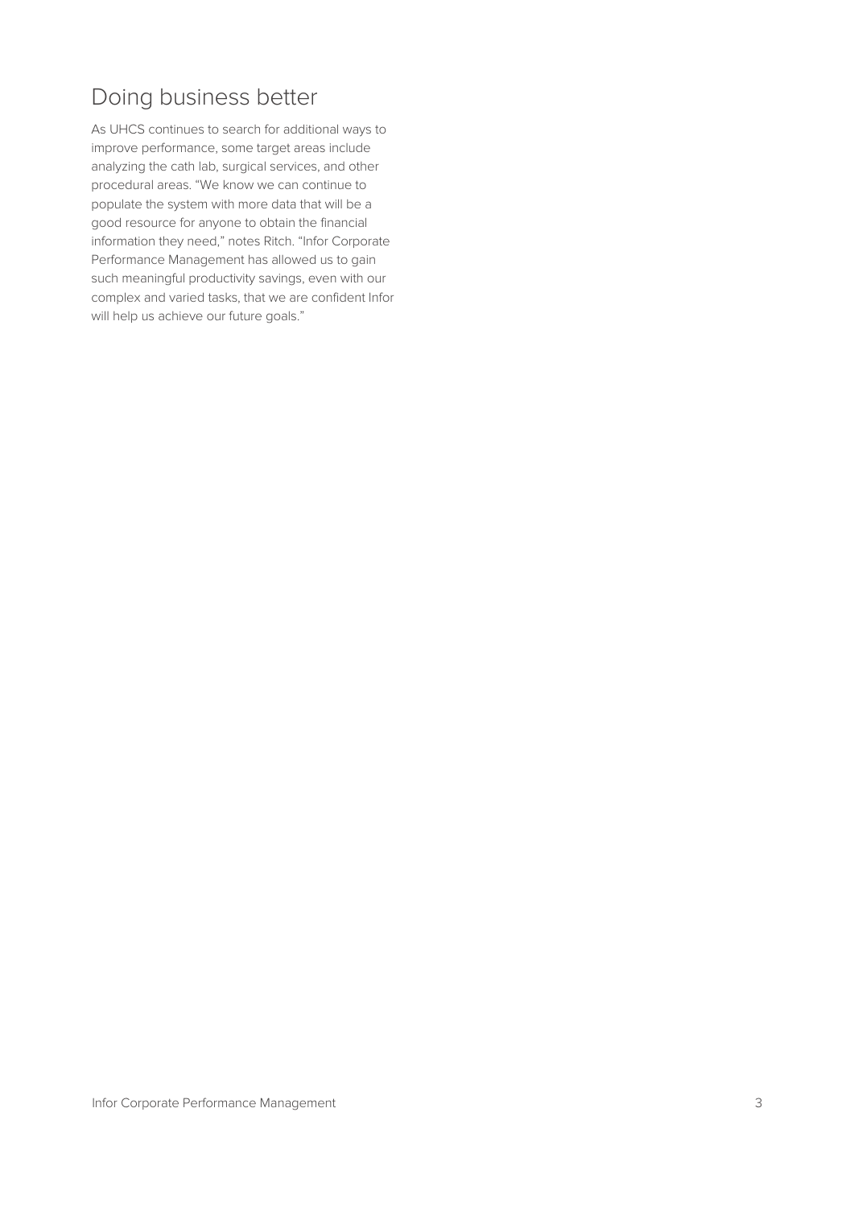## Doing business better

As UHCS continues to search for additional ways to improve performance, some target areas include analyzing the cath lab, surgical services, and other procedural areas. "We know we can continue to populate the system with more data that will be a good resource for anyone to obtain the financial information they need," notes Ritch. "Infor Corporate Performance Management has allowed us to gain such meaningful productivity savings, even with our complex and varied tasks, that we are confident Infor will help us achieve our future goals."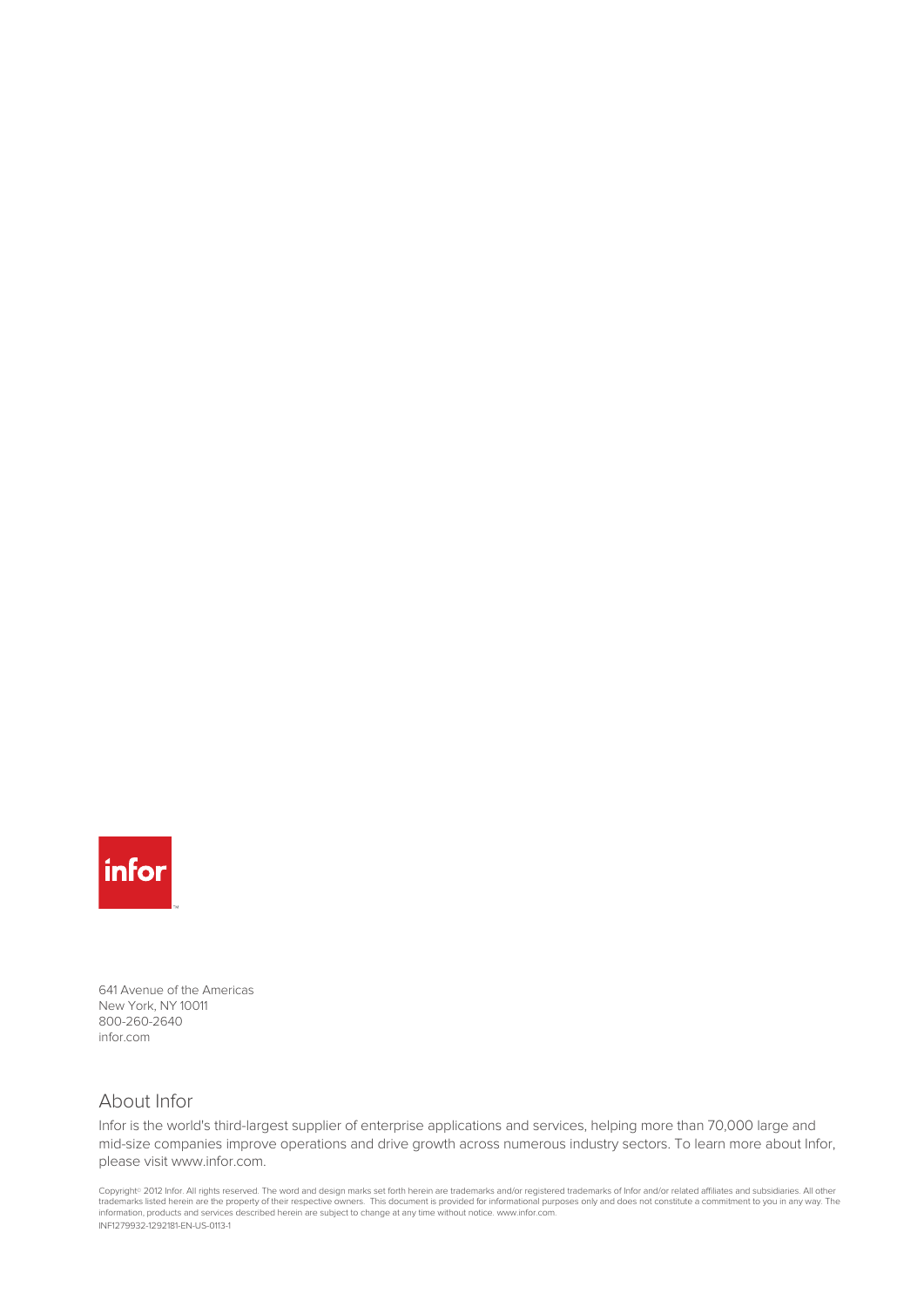infor

641 Avenue of the Americas
New York, NY 10011
800-260-2640
infor.com

## About Infor

Infor is the world's third-largest supplier of enterprise applications and services, helping more than 70,000 large and mid-size companies improve operations and drive growth across numerous industry sectors. To learn more about Infor, please visit www.infor.com.

Copyright© 2012 Infor. All rights reserved. The word and design marks set forth herein are trademarks and/or registered trademarks of Infor and/or related affiliates and subsidiaries. All other trademarks listed herein are the property of their respective owners. This document is provided for informational purposes only and does not constitute a commitment to you in any way. The information, products and services described herein are subject to change at any time without notice. www.infor.com.
INF1279932-1292181-EN-US-0113-1